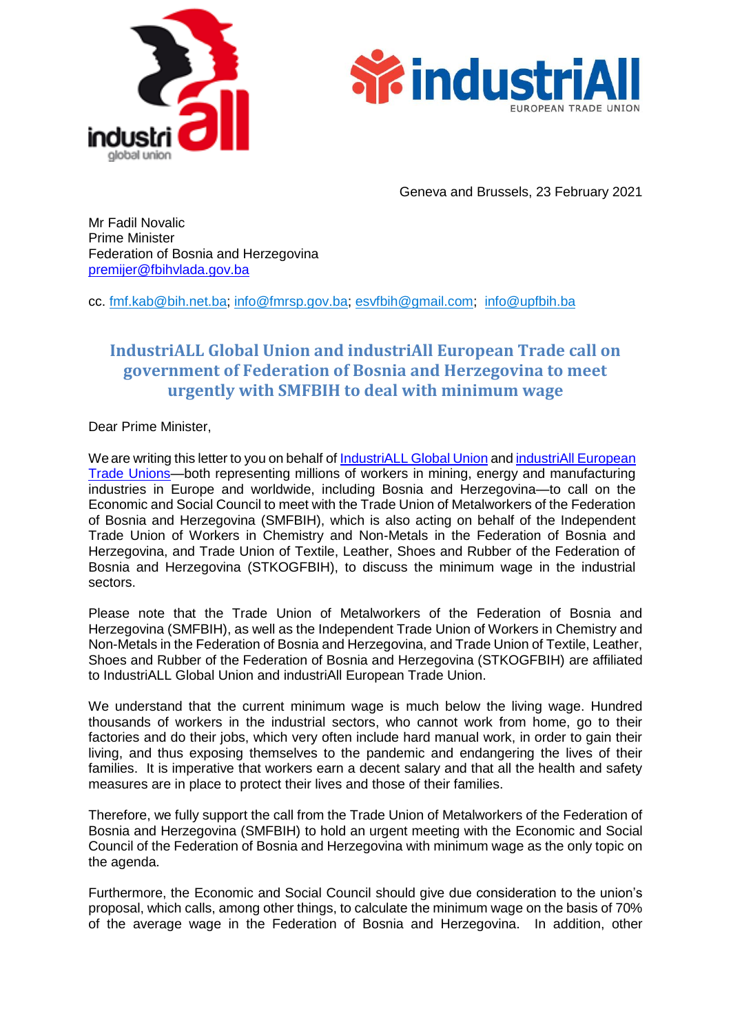Geneva and Brussels, 23 February 2021

Mr Fadil Novalic
Prime Minister
Federation of Bosnia and Herzegovina
premijer@fbihvlada.gov.ba

cc. fmf.kab@bih.net.ba; info@fmrsp.gov.ba; esvfbih@gmail.com; info@upfbih.ba

## IndustriALL Global Union and industriAll European Trade call on government of Federation of Bosnia and Herzegovina to meet urgently with SMFBIH to deal with minimum wage

Dear Prime Minister,

We are writing this letter to you on behalf of IndustriALL Global Union and industriAll European Trade Unions—both representing millions of workers in mining, energy and manufacturing industries in Europe and worldwide, including Bosnia and Herzegovina—to call on the Economic and Social Council to meet with the Trade Union of Metalworkers of the Federation of Bosnia and Herzegovina (SMFBIH), which is also acting on behalf of the Independent Trade Union of Workers in Chemistry and Non-Metals in the Federation of Bosnia and Herzegovina, and Trade Union of Textile, Leather, Shoes and Rubber of the Federation of Bosnia and Herzegovina (STKOGFBIH), to discuss the minimum wage in the industrial sectors.

Please note that the Trade Union of Metalworkers of the Federation of Bosnia and Herzegovina (SMFBIH), as well as the Independent Trade Union of Workers in Chemistry and Non-Metals in the Federation of Bosnia and Herzegovina, and Trade Union of Textile, Leather, Shoes and Rubber of the Federation of Bosnia and Herzegovina (STKOGFBIH) are affiliated to IndustriALL Global Union and industriAll European Trade Union.

We understand that the current minimum wage is much below the living wage. Hundred thousands of workers in the industrial sectors, who cannot work from home, go to their factories and do their jobs, which very often include hard manual work, in order to gain their living, and thus exposing themselves to the pandemic and endangering the lives of their families. It is imperative that workers earn a decent salary and that all the health and safety measures are in place to protect their lives and those of their families.

Therefore, we fully support the call from the Trade Union of Metalworkers of the Federation of Bosnia and Herzegovina (SMFBIH) to hold an urgent meeting with the Economic and Social Council of the Federation of Bosnia and Herzegovina with minimum wage as the only topic on the agenda.

Furthermore, the Economic and Social Council should give due consideration to the union's proposal, which calls, among other things, to calculate the minimum wage on the basis of 70% of the average wage in the Federation of Bosnia and Herzegovina. In addition, other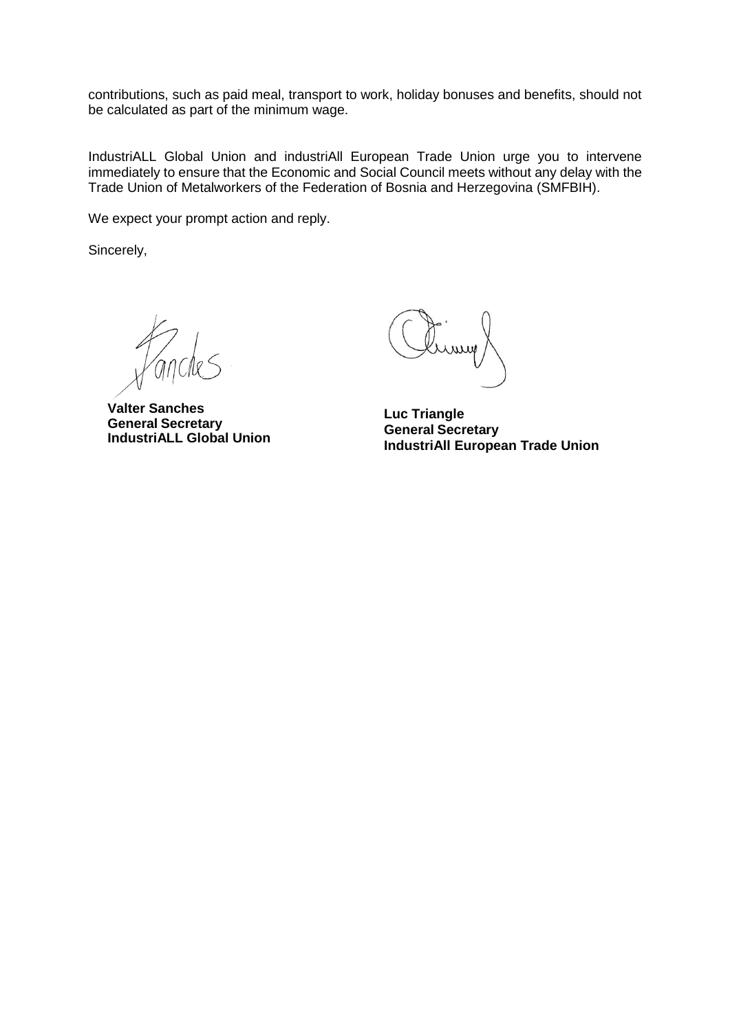contributions, such as paid meal, transport to work, holiday bonuses and benefits, should not be calculated as part of the minimum wage.

IndustriALL Global Union and industriAll European Trade Union urge you to intervene immediately to ensure that the Economic and Social Council meets without any delay with the Trade Union of Metalworkers of the Federation of Bosnia and Herzegovina (SMFBIH).

We expect your prompt action and reply.

Sincerely,

**Valter Sanches**
**General Secretary**
**IndustriALL Global Union**

**Luc Triangle**
**General Secretary**
**IndustriAll European Trade Union**